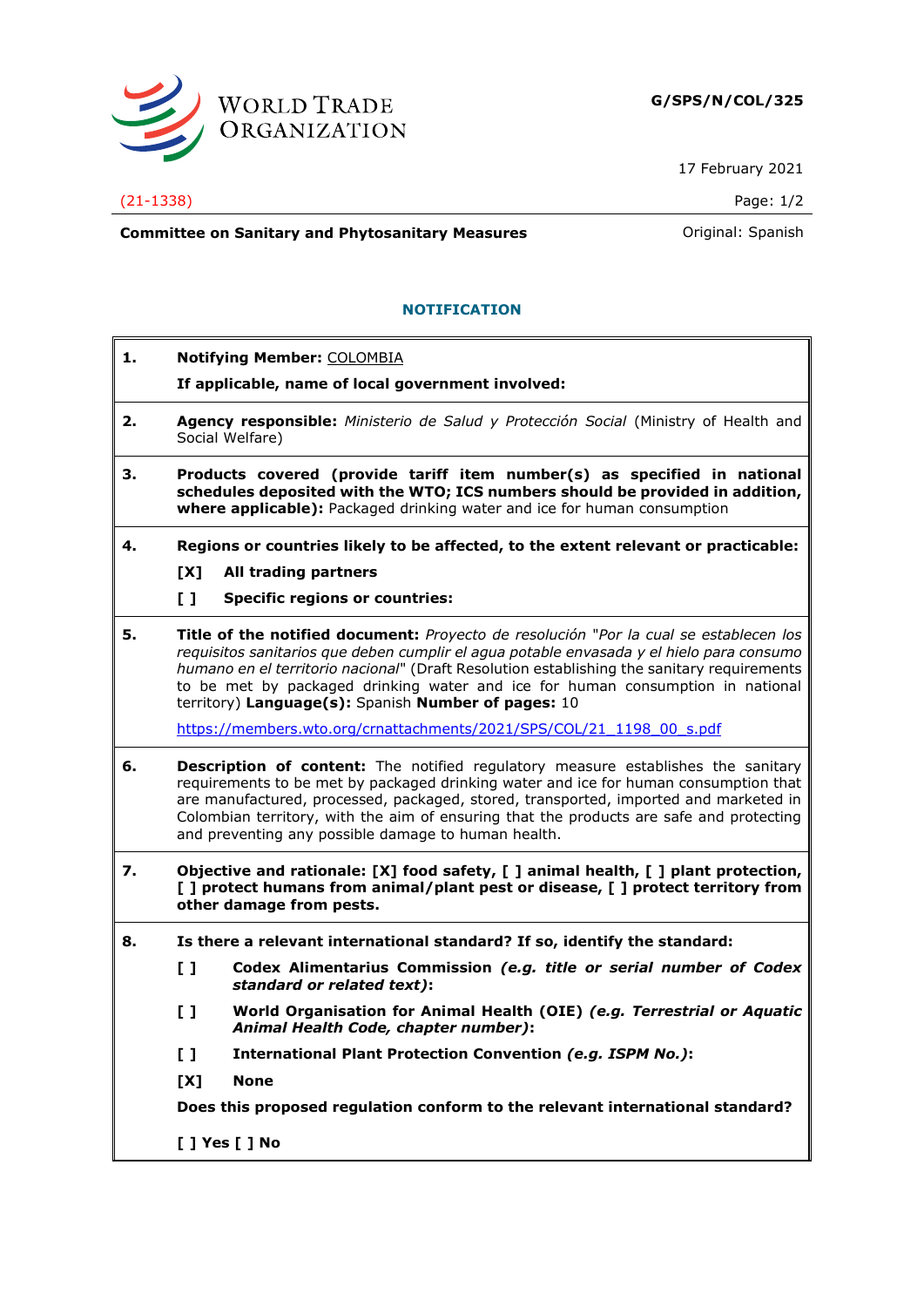WORLD TRADE ORGANIZATION

**G/SPS/N/COL/325**

17 February 2021

(21-1338)

**Committee on Sanitary and Phytosanitary Measures**

Original: Spanish

## NOTIFICATION

**1. Notifying Member:** COLOMBIA

**If applicable, name of local government involved:**

**2. Agency responsible:** *Ministerio de Salud y Protección Social* (Ministry of Health and Social Welfare)

**3. Products covered (provide tariff item number(s) as specified in national schedules deposited with the WTO; ICS numbers should be provided in addition, where applicable):** Packaged drinking water and ice for human consumption

**4. Regions or countries likely to be affected, to the extent relevant or practicable:**

**[X] All trading partners**

**[ ] Specific regions or countries:**

**5. Title of the notified document:** *Proyecto de resolución "Por la cual se establecen los requisitos sanitarios que deben cumplir el agua potable envasada y el hielo para consumo humano en el territorio nacional"* (Draft Resolution establishing the sanitary requirements to be met by packaged drinking water and ice for human consumption in national territory) **Language(s):** Spanish **Number of pages:** 10

https://members.wto.org/crnattachments/2021/SPS/COL/21_1198_00_s.pdf

**6. Description of content:** The notified regulatory measure establishes the sanitary requirements to be met by packaged drinking water and ice for human consumption that are manufactured, processed, packaged, stored, transported, imported and marketed in Colombian territory, with the aim of ensuring that the products are safe and protecting and preventing any possible damage to human health.

**7. Objective and rationale: [X] food safety, [ ] animal health, [ ] plant protection, [ ] protect humans from animal/plant pest or disease, [ ] protect territory from other damage from pests.**

**8. Is there a relevant international standard? If so, identify the standard:**

**[ ] Codex Alimentarius Commission *(e.g. title or serial number of Codex standard or related text)*:**

**[ ] World Organisation for Animal Health (OIE) *(e.g. Terrestrial or Aquatic Animal Health Code, chapter number)*:**

**[ ] International Plant Protection Convention *(e.g. ISPM No.)*:**

**[X] None**

**Does this proposed regulation conform to the relevant international standard?**

**[ ] Yes [ ] No**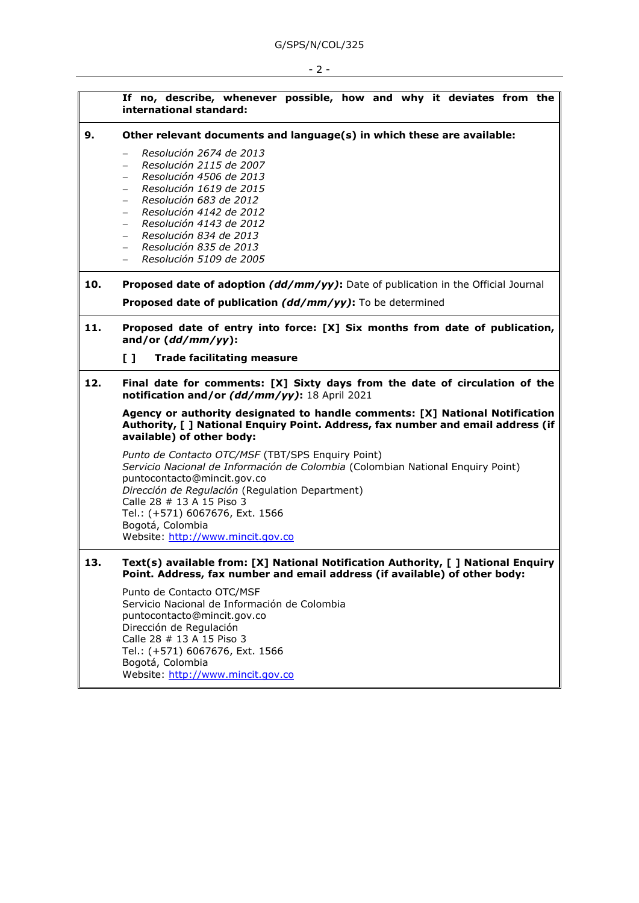**If no, describe, whenever possible, how and why it deviates from the international standard:**

**9. Other relevant documents and language(s) in which these are available:**

- *Resolución 2674 de 2013*
- *Resolución 2115 de 2007*
- *Resolución 4506 de 2013*
- *Resolución 1619 de 2015*
- *Resolución 683 de 2012*
- *Resolución 4142 de 2012*
- *Resolución 4143 de 2012*
- *Resolución 834 de 2013*
- *Resolución 835 de 2013*
- *Resolución 5109 de 2005*

**10. Proposed date of adoption *(dd/mm/yy)*:** Date of publication in the Official Journal

**Proposed date of publication *(dd/mm/yy)*:** To be determined

**11. Proposed date of entry into force: [X] Six months from date of publication, and/or (*dd/mm/yy*):**

**[ ] Trade facilitating measure**

**12. Final date for comments: [X] Sixty days from the date of circulation of the notification and/or *(dd/mm/yy)*:** 18 April 2021

**Agency or authority designated to handle comments: [X] National Notification Authority, [ ] National Enquiry Point. Address, fax number and email address (if available) of other body:**

*Punto de Contacto OTC/MSF* (TBT/SPS Enquiry Point)
*Servicio Nacional de Información de Colombia* (Colombian National Enquiry Point)
puntocontacto@mincit.gov.co
*Dirección de Regulación* (Regulation Department)
Calle 28 # 13 A 15 Piso 3
Tel.: (+571) 6067676, Ext. 1566
Bogotá, Colombia
Website: http://www.mincit.gov.co

**13. Text(s) available from: [X] National Notification Authority, [ ] National Enquiry Point. Address, fax number and email address (if available) of other body:**

Punto de Contacto OTC/MSF
Servicio Nacional de Información de Colombia
puntocontacto@mincit.gov.co
Dirección de Regulación
Calle 28 # 13 A 15 Piso 3
Tel.: (+571) 6067676, Ext. 1566
Bogotá, Colombia
Website: http://www.mincit.gov.co